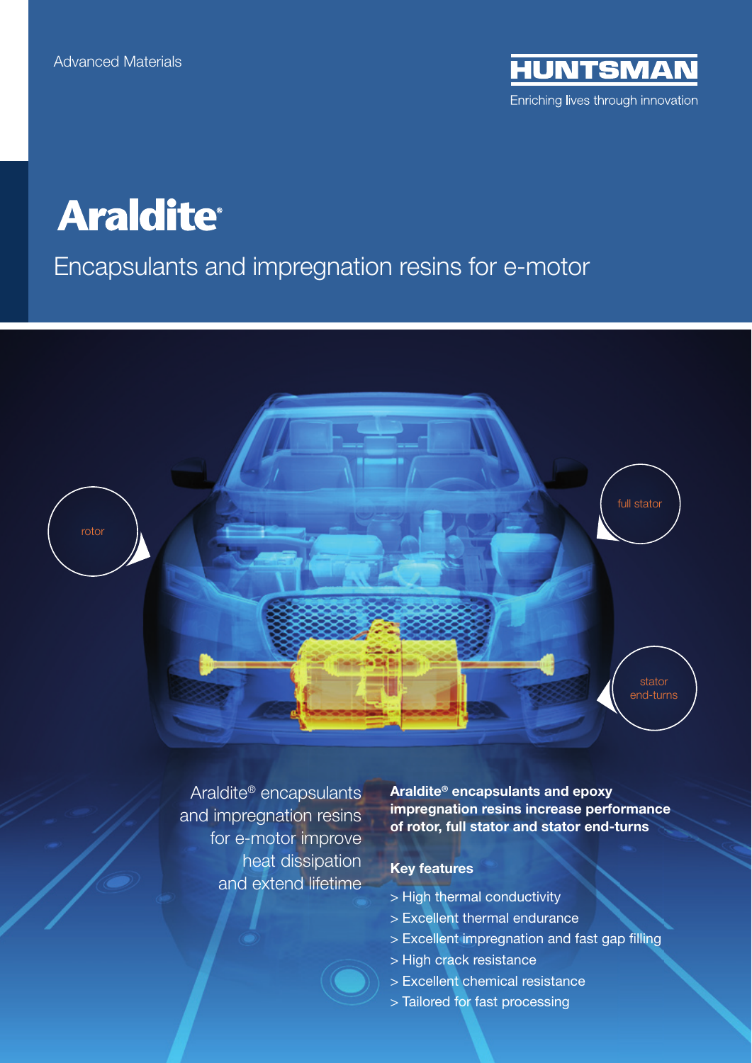Advanced Materials

HUNTSMAN

Enriching lives through innovation

# Araldite®

## Encapsulants and impregnation resins for e-motor

rotor

full stator

stator end-turns

Araldite® encapsulants and impregnation resins for e-motor improve heat dissipation and extend lifetime

**Araldite® encapsulants and epoxy impregnation resins increase performance of rotor, full stator and stator end-turns**

**Key features**

> High thermal conductivity
> Excellent thermal endurance
> Excellent impregnation and fast gap filling
> High crack resistance
> Excellent chemical resistance
> Tailored for fast processing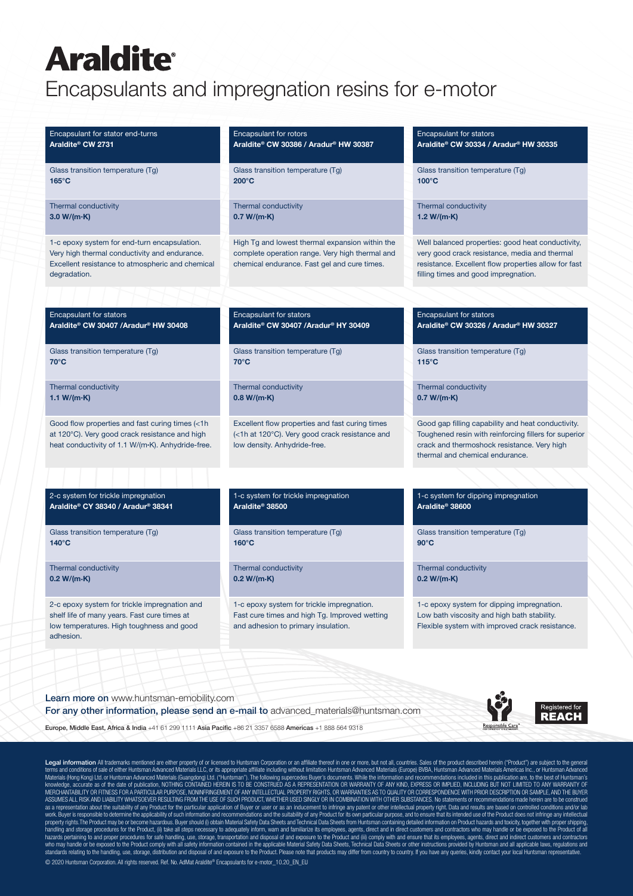# Araldite®

## Encapsulants and impregnation resins for e-motor

Encapsulant for stator end-turns
**Araldite® CW 2731**

Glass transition temperature (Tg)
**165°C**

Thermal conductivity
**3.0 W/(m·K)**

1-c epoxy system for end-turn encapsulation. Very high thermal conductivity and endurance. Excellent resistance to atmospheric and chemical degradation.

Encapsulant for rotors
**Araldite® CW 30386 / Aradur® HW 30387**

Glass transition temperature (Tg)
**200°C**

Thermal conductivity
**0.7 W/(m·K)**

High Tg and lowest thermal expansion within the complete operation range. Very high thermal and chemical endurance. Fast gel and cure times.

Encapsulant for stators
**Araldite® CW 30334 / Aradur® HW 30335**

Glass transition temperature (Tg)
**100°C**

Thermal conductivity
**1.2 W/(m·K)**

Well balanced properties: good heat conductivity, very good crack resistance, media and thermal resistance. Excellent flow properties allow for fast filling times and good impregnation.

Encapsulant for stators
**Araldite® CW 30407 /Aradur® HW 30408**

Glass transition temperature (Tg)
**70°C**

Thermal conductivity
**1.1 W/(m·K)**

Good flow properties and fast curing times (<1h at 120°C). Very good crack resistance and high heat conductivity of 1.1 W/(m·K). Anhydride-free.

Encapsulant for stators
**Araldite® CW 30407 /Aradur® HY 30409**

Glass transition temperature (Tg)
**70°C**

Thermal conductivity
**0.8 W/(m·K)**

Excellent flow properties and fast curing times (<1h at 120°C). Very good crack resistance and low density. Anhydride-free.

Encapsulant for stators
**Araldite® CW 30326 / Aradur® HW 30327**

Glass transition temperature (Tg)
**115°C**

Thermal conductivity
**0.7 W/(m·K)**

Good gap filling capability and heat conductivity. Toughened resin with reinforcing fillers for superior crack and thermoshock resistance. Very high thermal and chemical endurance.

2-c system for trickle impregnation
**Araldite® CY 38340 / Aradur® 38341**

Glass transition temperature (Tg)
**140°C**

Thermal conductivity
**0.2 W/(m·K)**

2-c epoxy system for trickle impregnation and shelf life of many years. Fast cure times at low temperatures. High toughness and good adhesion.

1-c system for trickle impregnation
**Araldite® 38500**

Glass transition temperature (Tg)
**160°C**

Thermal conductivity
**0.2 W/(m·K)**

1-c epoxy system for trickle impregnation. Fast cure times and high Tg. Improved wetting and adhesion to primary insulation.

1-c system for dipping impregnation
**Araldite® 38600**

Glass transition temperature (Tg)
**90°C**

Thermal conductivity
**0.2 W/(m·K)**

1-c epoxy system for dipping impregnation. Low bath viscosity and high bath stability. Flexible system with improved crack resistance.

Learn more on www.huntsman-emobility.com
For any other information, please send an e-mail to advanced_materials@huntsman.com

**Europe, Middle East, Africa & India** +41 61 299 1111 **Asia Pacific** +86 21 3357 6588 **Americas** +1 888 564 9318

Registered for REACH

**Legal information** All trademarks mentioned are either property of or licensed to Huntsman Corporation or an affiliate thereof in one or more, but not all, countries. Sales of the product described herein ("Product") are subject to the general terms and conditions of sale of either Huntsman Advanced Materials LLC, or its appropriate affiliate including without limitation Huntsman Advanced Materials (Europe) BVBA, Huntsman Advanced Materials Americas Inc., or Huntsman Advanced Materials (Hong Kong) Ltd. or Huntsman Advanced Materials (Guangdong) Ltd. ("Huntsman"). The following supercedes Buyer's documents. While the information and recommendations included in this publication are, to the best of Huntsman's knowledge, accurate as of the date of publication, NOTHING CONTAINED HEREIN IS TO BE CONSTRUED AS A REPRESENTATION OR WARRANTY OF ANY KIND, EXPRESS OR IMPLIED, INCLUDING BUT NOT LIMITED TO ANY WARRANTY OF MERCHANTABILITY OR FITNESS FOR A PARTICULAR PURPOSE, NONINFRINGEMENT OF ANY INTELLECTUAL PROPERTY RIGHTS, OR WARRANTIES AS TO QUALITY OR CORRESPONDENCE WITH PRIOR DESCRIPTION OR SAMPLE, AND THE BUYER ASSUMES ALL RISK AND LIABILITY WHATSOEVER RESULTING FROM THE USE OF SUCH PRODUCT, WHETHER USED SINGLY OR IN COMBINATION WITH OTHER SUBSTANCES. No statements or recommendations made herein are to be construed as a representation about the suitability of any Product for the particular application of Buyer or user or as an inducement to infringe any patent or other intellectual property right. Data and results are based on controlled conditions and/or lab work. Buyer is responsible to determine the applicability of such information and recommendations and the suitability of any Product for its own particular purpose, and to ensure that its intended use of the Product does not infringe any intellectual property rights. The Product may be or become hazardous. Buyer should (i) obtain Material Safety Data Sheets and Technical Data Sheets from Huntsman containing detailed information on Product hazards and toxicity, together with proper shipping, handling and storage procedures for the Product, (ii) take all steps necessary to adequately inform, warn and familiarize its employees, agents, direct and indirect customers and contractors who may handle or be exposed to the Product of all hazards pertaining to and proper procedures for safe handling, use, storage, transportation and disposal of and exposure to the Product and (iii) comply with and ensure that its employees, agents, direct and indirect customers and contractors who may handle or be exposed to the Product comply with all safety information contained in the applicable Material Safety Data Sheets, Technical Data Sheets or other instructions provided by Huntsman and all applicable laws, regulations and standards relating to the handling, use, storage, distribution and disposal of and exposure to the Product. Please note that products may differ from country to country. If you have any queries, kindly contact your local Huntsman representative.

© 2020 Huntsman Corporation. All rights reserved. Ref. No. AdMat Araldite® Encapsulants for e-motor_10.20_EN_EU